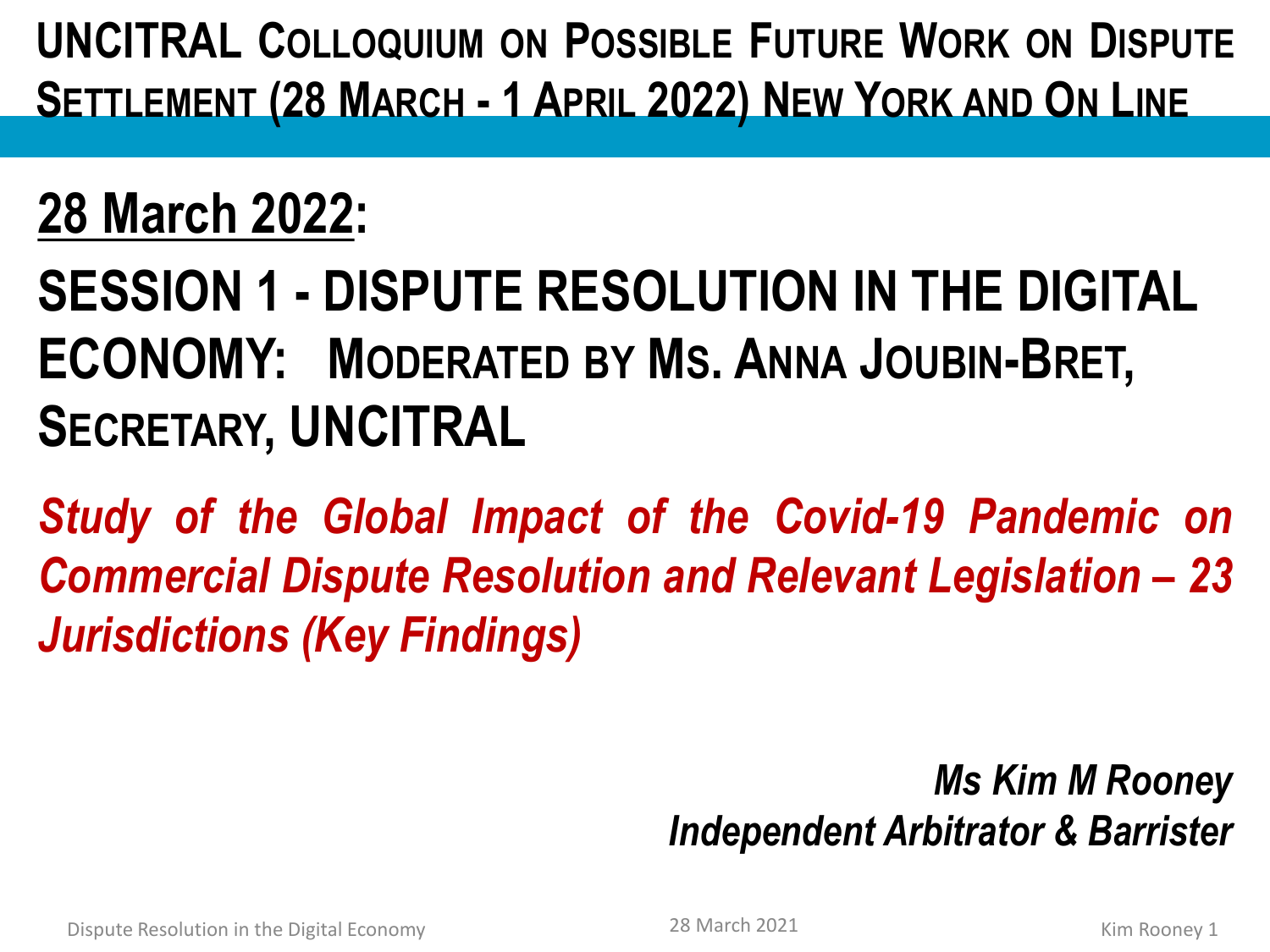# UNCITRAL Colloquium on Possible Future Work on Dispute Settlement (28 March - 1 April 2022) New York and On Line

## 28 March 2022:

## SESSION 1 - DISPUTE RESOLUTION IN THE DIGITAL ECONOMY: Moderated by Ms. Anna Joubin-Bret, Secretary, UNCITRAL

***Study of the Global Impact of the Covid-19 Pandemic on Commercial Dispute Resolution and Relevant Legislation – 23 Jurisdictions (Key Findings)***

*Ms Kim M Rooney*
*Independent Arbitrator & Barrister*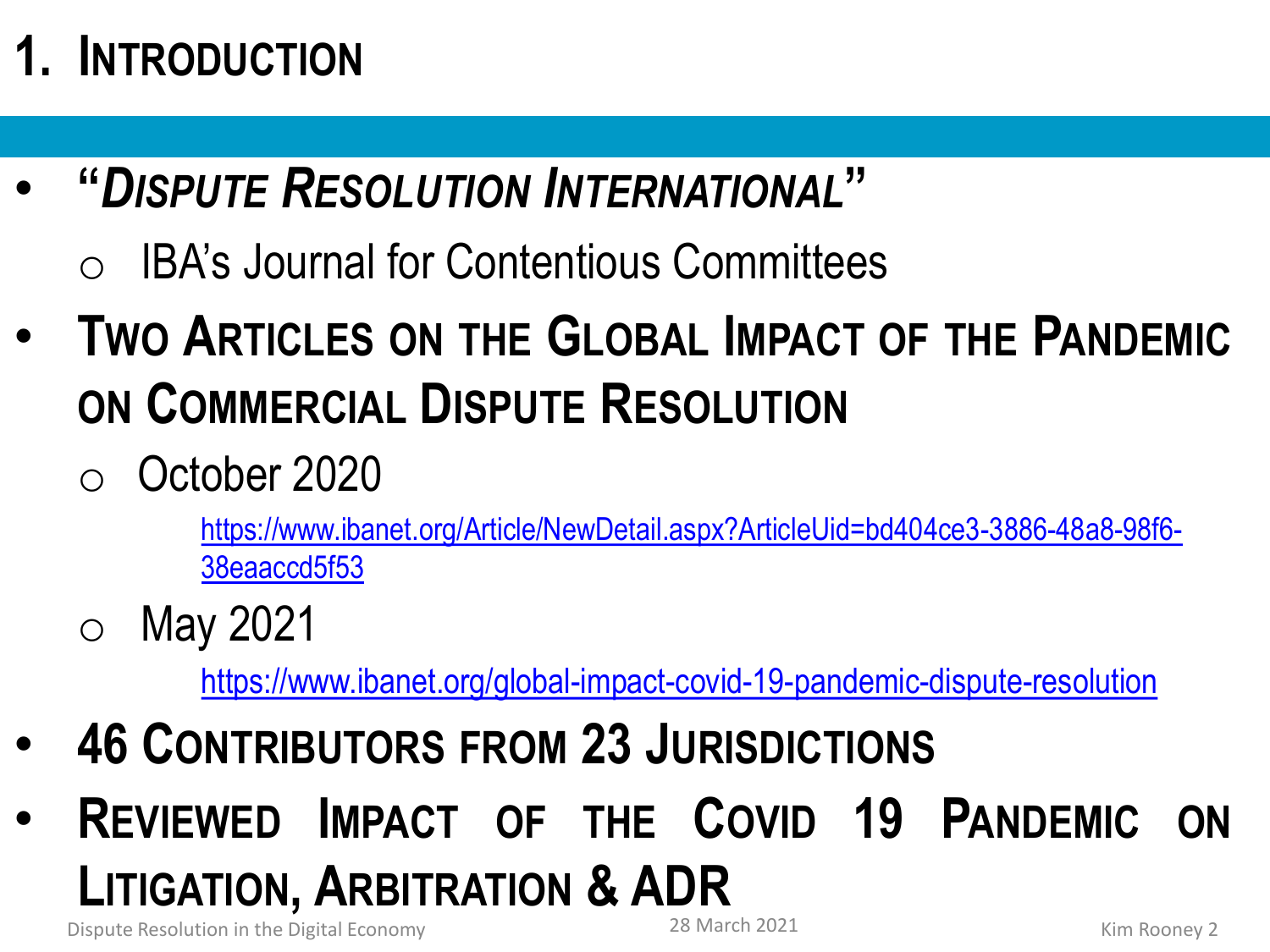# 1. Introduction

- **"*Dispute Resolution International*"**
  - IBA's Journal for Contentious Committees
- **Two Articles on the Global Impact of the Pandemic on Commercial Dispute Resolution**
  - October 2020

    https://www.ibanet.org/Article/NewDetail.aspx?ArticleUid=bd404ce3-3886-48a8-98f6-38eaaccd5f53
  - May 2021

    https://www.ibanet.org/global-impact-covid-19-pandemic-dispute-resolution
- **46 Contributors from 23 Jurisdictions**
- **Reviewed Impact of the Covid 19 Pandemic on Litigation, Arbitration & ADR**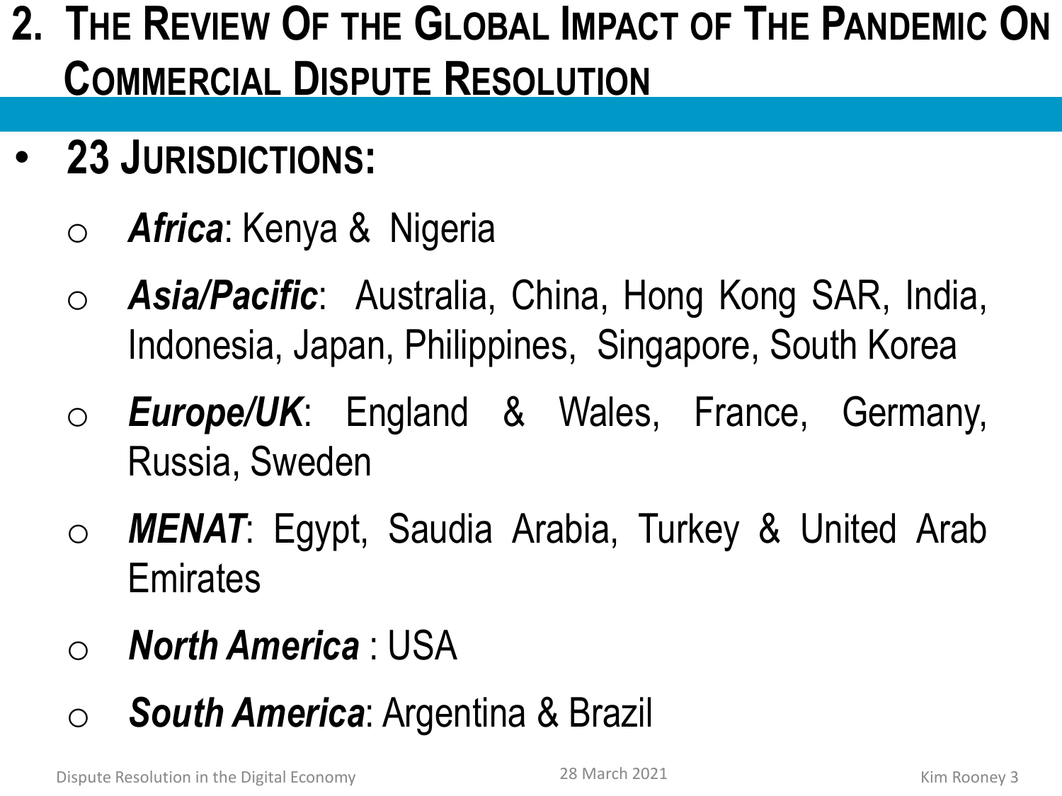## 2. The Review Of the Global Impact of The Pandemic On Commercial Dispute Resolution

- **23 Jurisdictions:**
  - ***Africa***: Kenya & Nigeria
  - ***Asia/Pacific***: Australia, China, Hong Kong SAR, India, Indonesia, Japan, Philippines, Singapore, South Korea
  - ***Europe/UK***: England & Wales, France, Germany, Russia, Sweden
  - ***MENAT***: Egypt, Saudia Arabia, Turkey & United Arab Emirates
  - ***North America*** : USA
  - ***South America***: Argentina & Brazil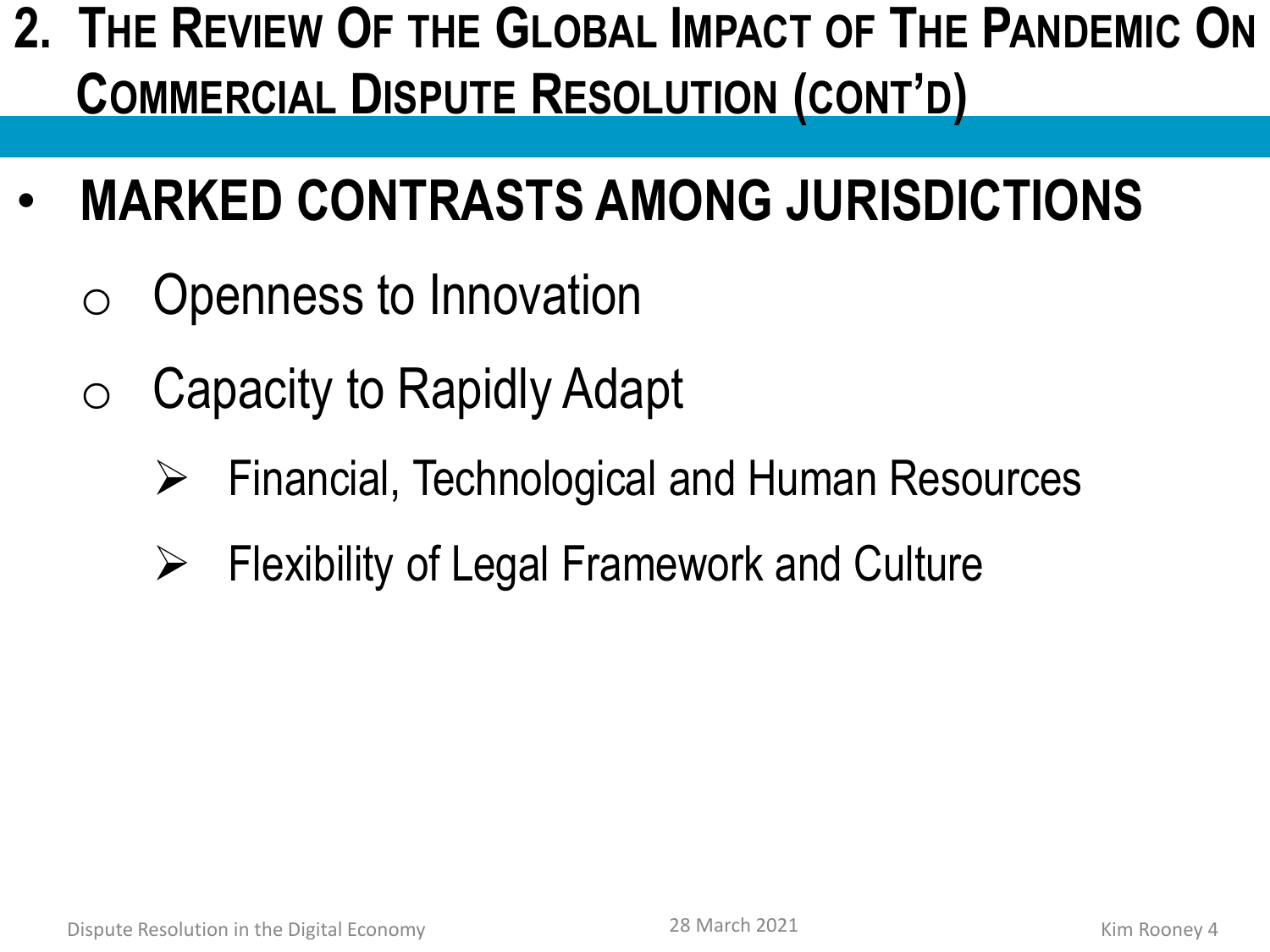## 2. The Review Of the Global Impact of The Pandemic On Commercial Dispute Resolution (cont'd)

- **MARKED CONTRASTS AMONG JURISDICTIONS**
  - Openness to Innovation
  - Capacity to Rapidly Adapt
    - Financial, Technological and Human Resources
    - Flexibility of Legal Framework and Culture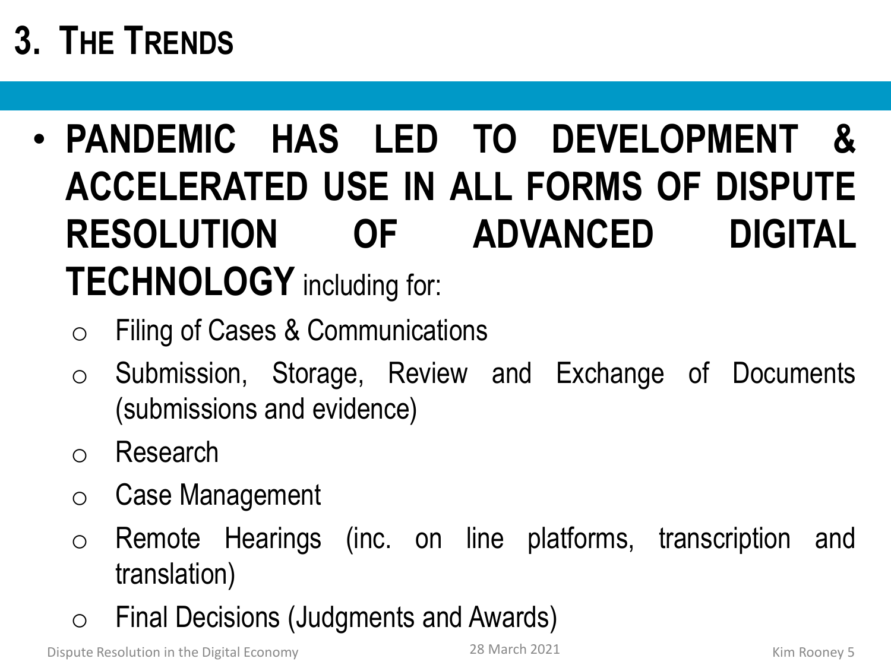# 3. THE TRENDS

- **PANDEMIC HAS LED TO DEVELOPMENT & ACCELERATED USE IN ALL FORMS OF DISPUTE RESOLUTION OF ADVANCED DIGITAL TECHNOLOGY** including for:
  - Filing of Cases & Communications
  - Submission, Storage, Review and Exchange of Documents (submissions and evidence)
  - Research
  - Case Management
  - Remote Hearings (inc. on line platforms, transcription and translation)
  - Final Decisions (Judgments and Awards)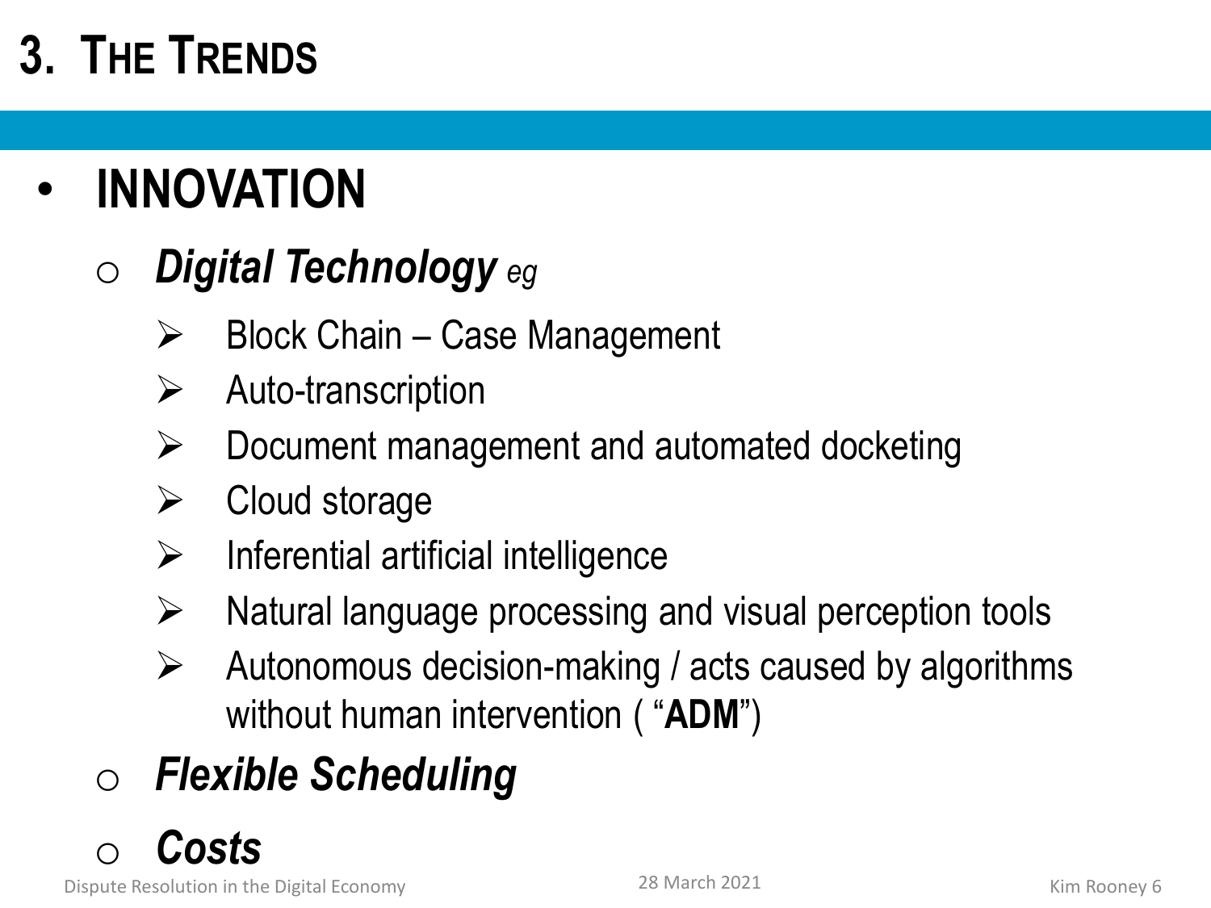# 3. The Trends

- **INNOVATION**
  - ***Digital Technology*** *eg*
    - Block Chain – Case Management
    - Auto-transcription
    - Document management and automated docketing
    - Cloud storage
    - Inferential artificial intelligence
    - Natural language processing and visual perception tools
    - Autonomous decision-making / acts caused by algorithms without human intervention ( "**ADM**")
  - ***Flexible Scheduling***
  - ***Costs***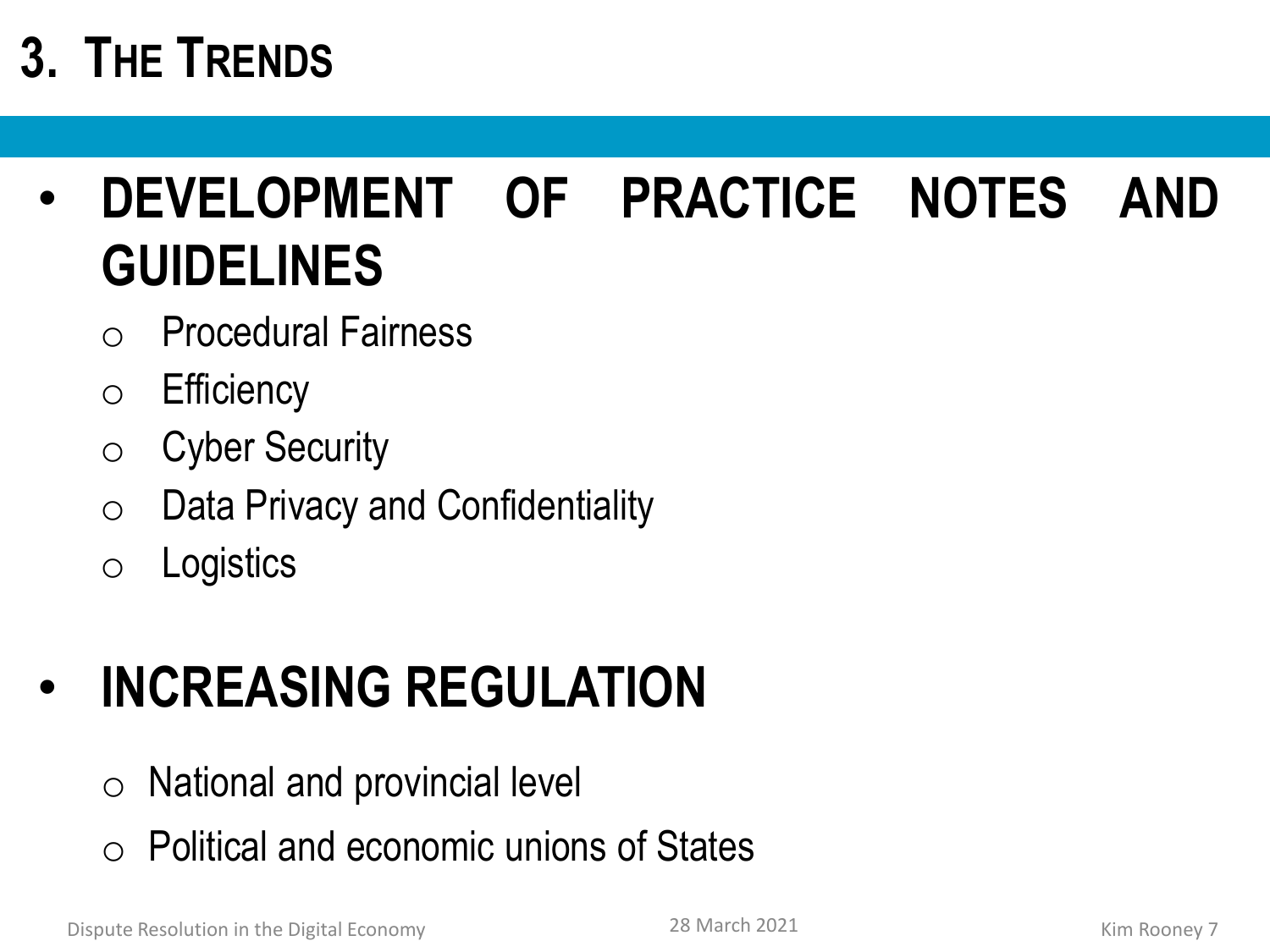# 3. THE TRENDS

- **DEVELOPMENT OF PRACTICE NOTES AND GUIDELINES**
  - Procedural Fairness
  - Efficiency
  - Cyber Security
  - Data Privacy and Confidentiality
  - Logistics

- **INCREASING REGULATION**
  - National and provincial level
  - Political and economic unions of States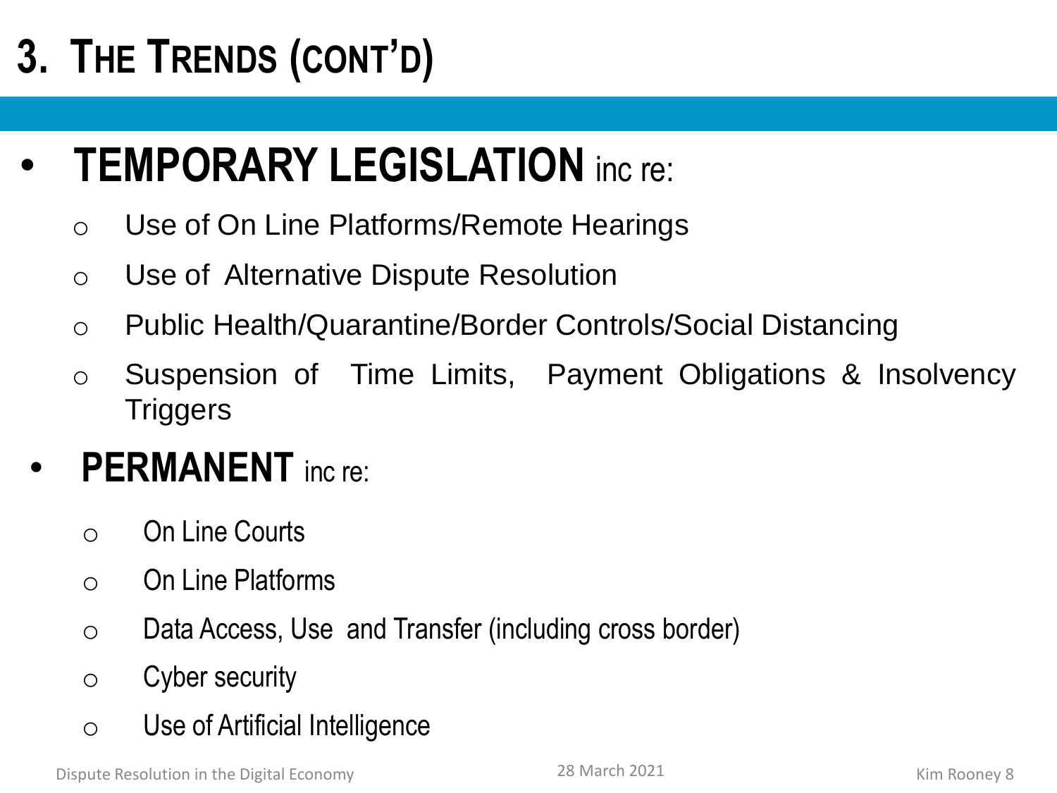# 3. The Trends (cont'd)

- **TEMPORARY LEGISLATION** inc re:
  - Use of On Line Platforms/Remote Hearings
  - Use of Alternative Dispute Resolution
  - Public Health/Quarantine/Border Controls/Social Distancing
  - Suspension of Time Limits, Payment Obligations & Insolvency Triggers
- **PERMANENT** inc re:
  - On Line Courts
  - On Line Platforms
  - Data Access, Use and Transfer (including cross border)
  - Cyber security
  - Use of Artificial Intelligence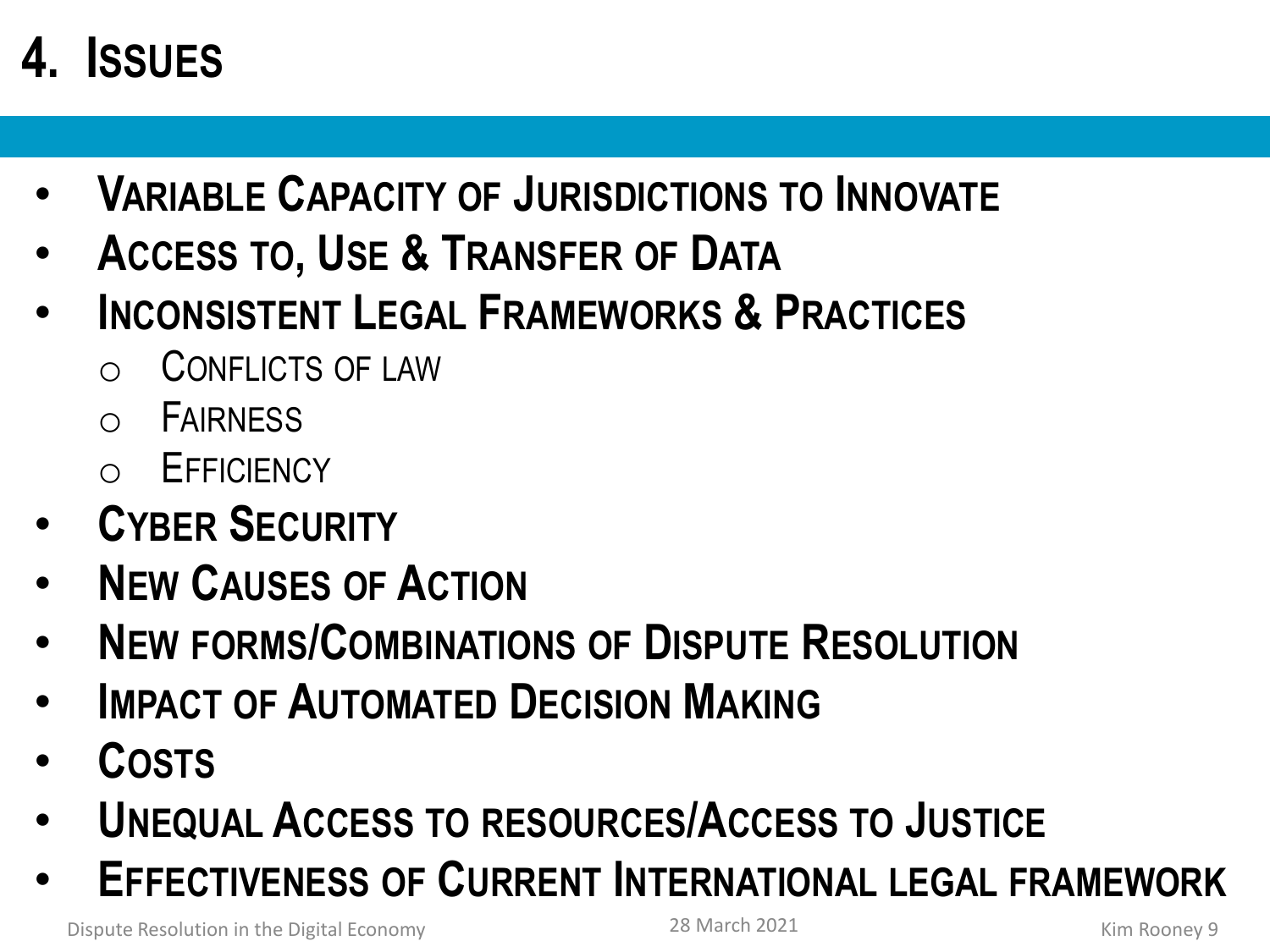# 4. Issues

- **Variable Capacity of Jurisdictions to Innovate**
- **Access to, Use & Transfer of Data**
- **Inconsistent Legal Frameworks & Practices**
  - Conflicts of law
  - Fairness
  - Efficiency
- **Cyber Security**
- **New Causes of Action**
- **New forms/Combinations of Dispute Resolution**
- **Impact of Automated Decision Making**
- **Costs**
- **Unequal Access to resources/Access to Justice**
- **Effectiveness of Current International legal framework**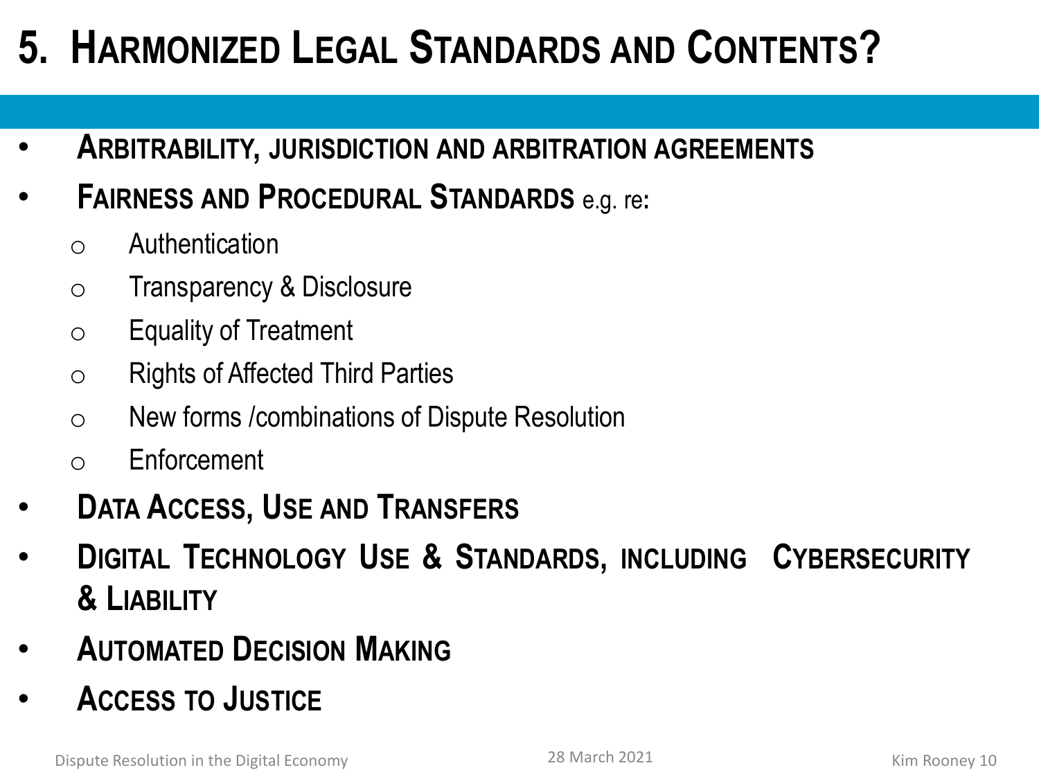# 5. Harmonized Legal Standards and Contents?

- **Arbitrability, jurisdiction and arbitration agreements**
- **Fairness and Procedural Standards** e.g. re:
  - Authentication
  - Transparency & Disclosure
  - Equality of Treatment
  - Rights of Affected Third Parties
  - New forms /combinations of Dispute Resolution
  - Enforcement
- **Data Access, Use and Transfers**
- **Digital Technology Use & Standards, including Cybersecurity & Liability**
- **Automated Decision Making**
- **Access to Justice**